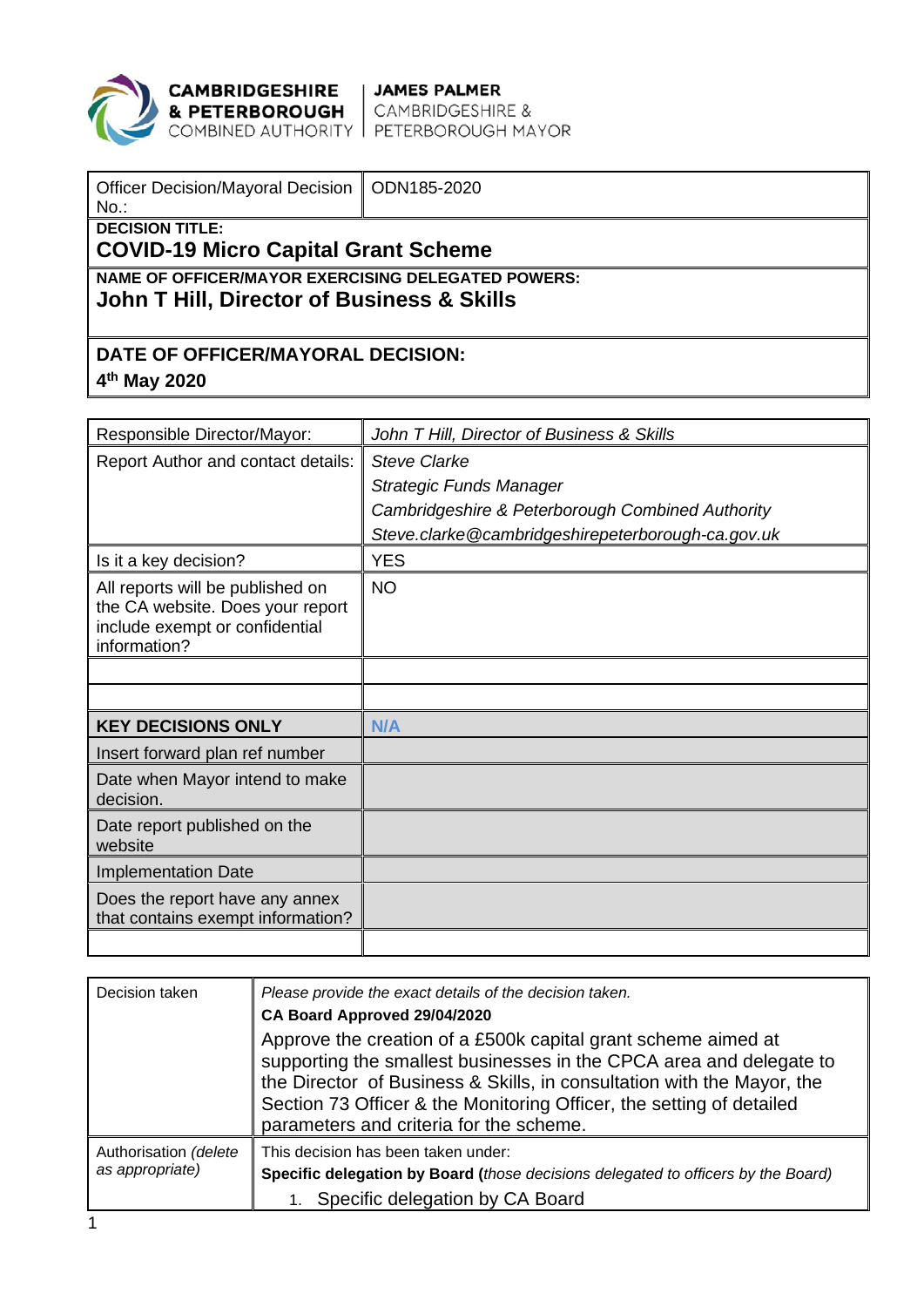CAMBRIDGESHIRE & PETERBOROUGH COMBINED AUTHORITY | JAMES PALMER CAMBRIDGESHIRE & PETERBOROUGH MAYOR

| Officer Decision/Mayoral Decision No.: | ODN185-2020 |
|---|---|
| **DECISION TITLE:** **COVID-19 Micro Capital Grant Scheme** | |
| **NAME OF OFFICER/MAYOR EXERCISING DELEGATED POWERS:** **John T Hill, Director of Business & Skills** | |
| **DATE OF OFFICER/MAYORAL DECISION:** **4th May 2020** | |

| Responsible Director/Mayor: | *John T Hill, Director of Business & Skills* |
|---|---|
| Report Author and contact details: | *Steve Clarke*<br>*Strategic Funds Manager*<br>*Cambridgeshire & Peterborough Combined Authority*<br>*Steve.clarke@cambridgeshirepeterborough-ca.gov.uk* |
| Is it a key decision? | YES |
| All reports will be published on the CA website. Does your report include exempt or confidential information? | NO |
| | |
| | |
| **KEY DECISIONS ONLY** | **N/A** |
| Insert forward plan ref number | |
| Date when Mayor intend to make decision. | |
| Date report published on the website | |
| Implementation Date | |
| Does the report have any annex that contains exempt information? | |
| | |

| Decision taken | *Please provide the exact details of the decision taken.*<br>**CA Board Approved 29/04/2020**<br>Approve the creation of a £500k capital grant scheme aimed at supporting the smallest businesses in the CPCA area and delegate to the Director of Business & Skills, in consultation with the Mayor, the Section 73 Officer & the Monitoring Officer, the setting of detailed parameters and criteria for the scheme. |
|---|---|
| Authorisation *(delete as appropriate)* | This decision has been taken under:<br>**Specific delegation by Board (***those decisions delegated to officers by the Board)*<br>1. Specific delegation by CA Board |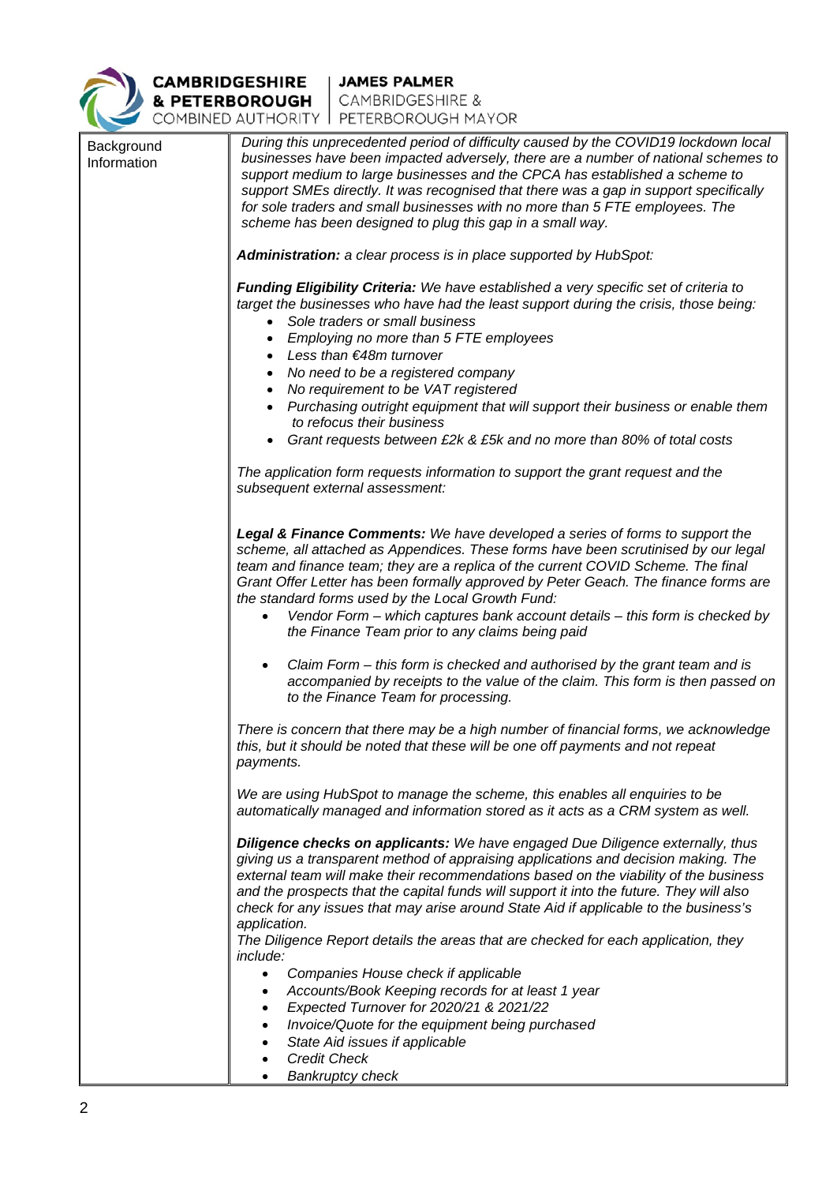| Background Information | *During this unprecedented period of difficulty caused by the COVID19 lockdown local businesses have been impacted adversely, there are a number of national schemes to support medium to large businesses and the CPCA has established a scheme to support SMEs directly. It was recognised that there was a gap in support specifically for sole traders and small businesses with no more than 5 FTE employees. The scheme has been designed to plug this gap in a small way.*<br><br>***Administration:** a clear process is in place supported by HubSpot:*<br><br>***Funding Eligibility Criteria:** We have established a very specific set of criteria to target the businesses who have had the least support during the crisis, those being:*<br>• *Sole traders or small business*<br>• *Employing no more than 5 FTE employees*<br>• *Less than €48m turnover*<br>• *No need to be a registered company*<br>• *No requirement to be VAT registered*<br>• *Purchasing outright equipment that will support their business or enable them to refocus their business*<br>• *Grant requests between £2k & £5k and no more than 80% of total costs*<br><br>*The application form requests information to support the grant request and the subsequent external assessment:*<br><br>***Legal & Finance Comments:** We have developed a series of forms to support the scheme, all attached as Appendices. These forms have been scrutinised by our legal team and finance team; they are a replica of the current COVID Scheme. The final Grant Offer Letter has been formally approved by Peter Geach. The finance forms are the standard forms used by the Local Growth Fund:*<br>• *Vendor Form – which captures bank account details – this form is checked by the Finance Team prior to any claims being paid*<br>• *Claim Form – this form is checked and authorised by the grant team and is accompanied by receipts to the value of the claim. This form is then passed on to the Finance Team for processing.*<br><br>*There is concern that there may be a high number of financial forms, we acknowledge this, but it should be noted that these will be one off payments and not repeat payments.*<br><br>*We are using HubSpot to manage the scheme, this enables all enquiries to be automatically managed and information stored as it acts as a CRM system as well.*<br><br>***Diligence checks on applicants:** We have engaged Due Diligence externally, thus giving us a transparent method of appraising applications and decision making. The external team will make their recommendations based on the viability of the business and the prospects that the capital funds will support it into the future. They will also check for any issues that may arise around State Aid if applicable to the business's application.*<br>*The Diligence Report details the areas that are checked for each application, they include:*<br>• *Companies House check if applicable*<br>• *Accounts/Book Keeping records for at least 1 year*<br>• *Expected Turnover for 2020/21 & 2021/22*<br>• *Invoice/Quote for the equipment being purchased*<br>• *State Aid issues if applicable*<br>• *Credit Check*<br>• *Bankruptcy check* |
|---|---|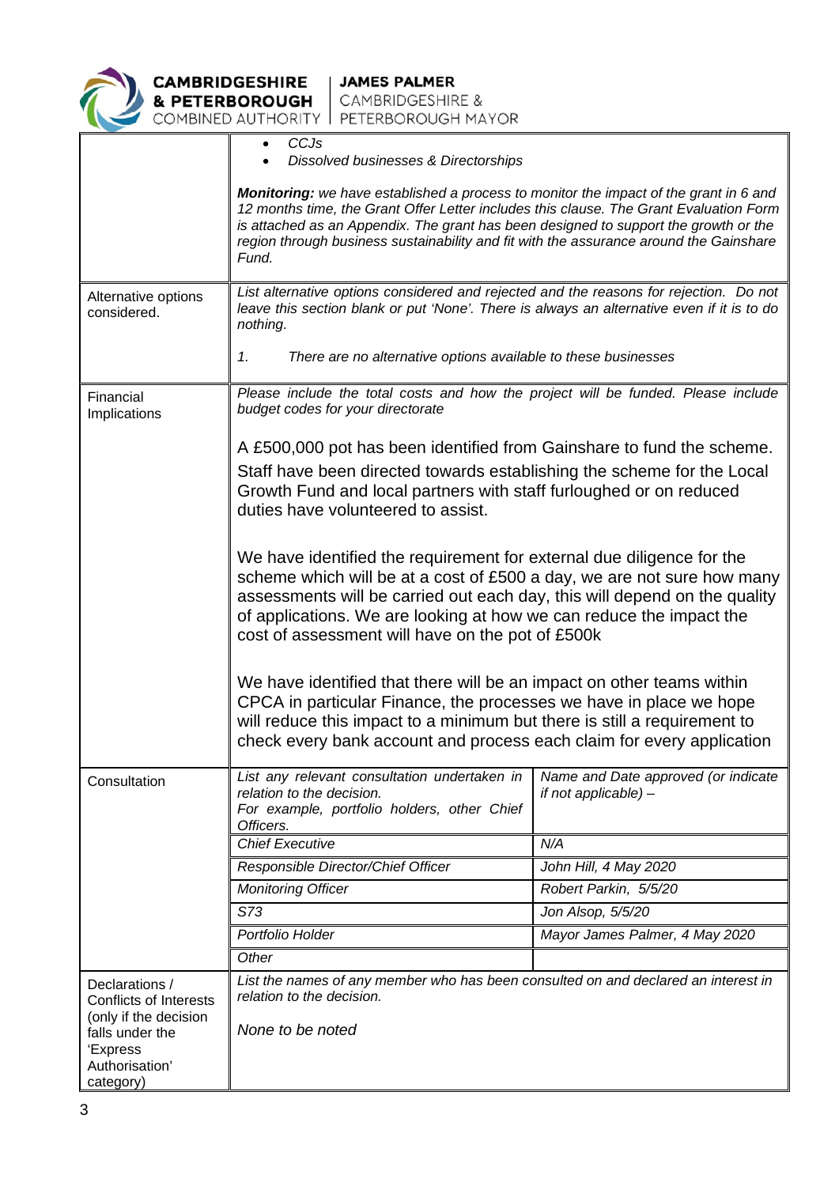| | |
|---|---|
| | • *CCJs*<br>• *Dissolved businesses & Directorships*<br><br>***Monitoring:*** *we have established a process to monitor the impact of the grant in 6 and 12 months time, the Grant Offer Letter includes this clause. The Grant Evaluation Form is attached as an Appendix. The grant has been designed to support the growth or the region through business sustainability and fit with the assurance around the Gainshare Fund.* |
| Alternative options considered. | *List alternative options considered and rejected and the reasons for rejection. Do not leave this section blank or put 'None'. There is always an alternative even if it is to do nothing.*<br><br>*1. There are no alternative options available to these businesses* |
| Financial Implications | *Please include the total costs and how the project will be funded. Please include budget codes for your directorate*<br><br>A £500,000 pot has been identified from Gainshare to fund the scheme.<br>Staff have been directed towards establishing the scheme for the Local Growth Fund and local partners with staff furloughed or on reduced duties have volunteered to assist.<br><br>We have identified the requirement for external due diligence for the scheme which will be at a cost of £500 a day, we are not sure how many assessments will be carried out each day, this will depend on the quality of applications. We are looking at how we can reduce the impact the cost of assessment will have on the pot of £500k<br><br>We have identified that there will be an impact on other teams within CPCA in particular Finance, the processes we have in place we hope will reduce this impact to a minimum but there is still a requirement to check every bank account and process each claim for every application |

| Consultation | *List any relevant consultation undertaken in relation to the decision. For example, portfolio holders, other Chief Officers.* | *Name and Date approved (or indicate if not applicable) –* |
|---|---|---|
| | *Chief Executive* | *N/A* |
| | *Responsible Director/Chief Officer* | *John Hill, 4 May 2020* |
| | *Monitoring Officer* | *Robert Parkin, 5/5/20* |
| | *S73* | *Jon Alsop, 5/5/20* |
| | *Portfolio Holder* | *Mayor James Palmer, 4 May 2020* |
| | *Other* | |
| Declarations / Conflicts of Interests (only if the decision falls under the 'Express Authorisation' category) | *List the names of any member who has been consulted on and declared an interest in relation to the decision.*<br><br>*None to be noted* | |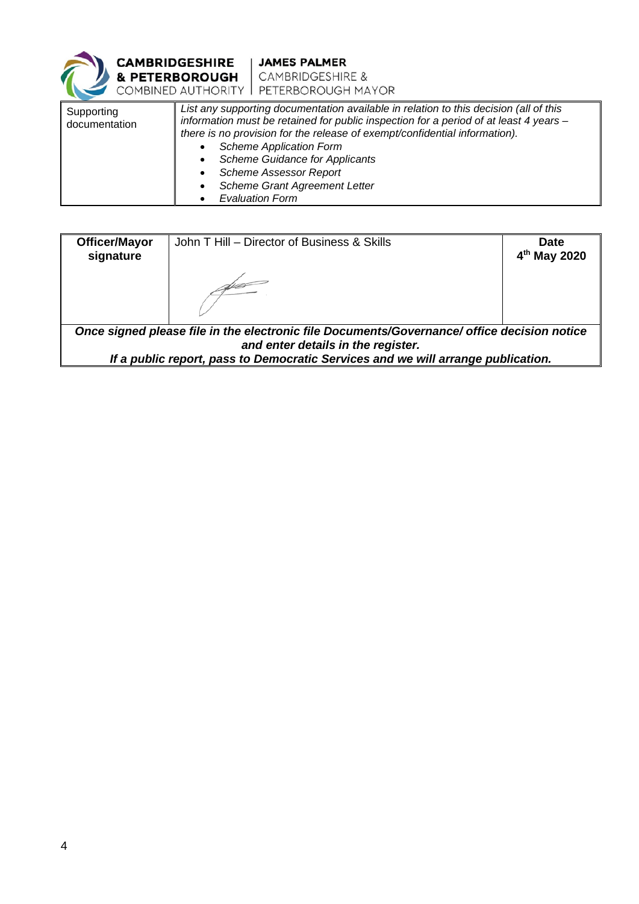| | |
|---|---|
| Supporting documentation | *List any supporting documentation available in relation to this decision (all of this information must be retained for public inspection for a period of at least 4 years – there is no provision for the release of exempt/confidential information).*<br>• *Scheme Application Form*<br>• *Scheme Guidance for Applicants*<br>• *Scheme Assessor Report*<br>• *Scheme Grant Agreement Letter*<br>• *Evaluation Form* |

| **Officer/Mayor signature** | John T Hill – Director of Business & Skills | **Date** |
|---|---|---|
| | | **4th May 2020** |

***Once signed please file in the electronic file Documents/Governance/ office decision notice and enter details in the register.***

***If a public report, pass to Democratic Services and we will arrange publication.***